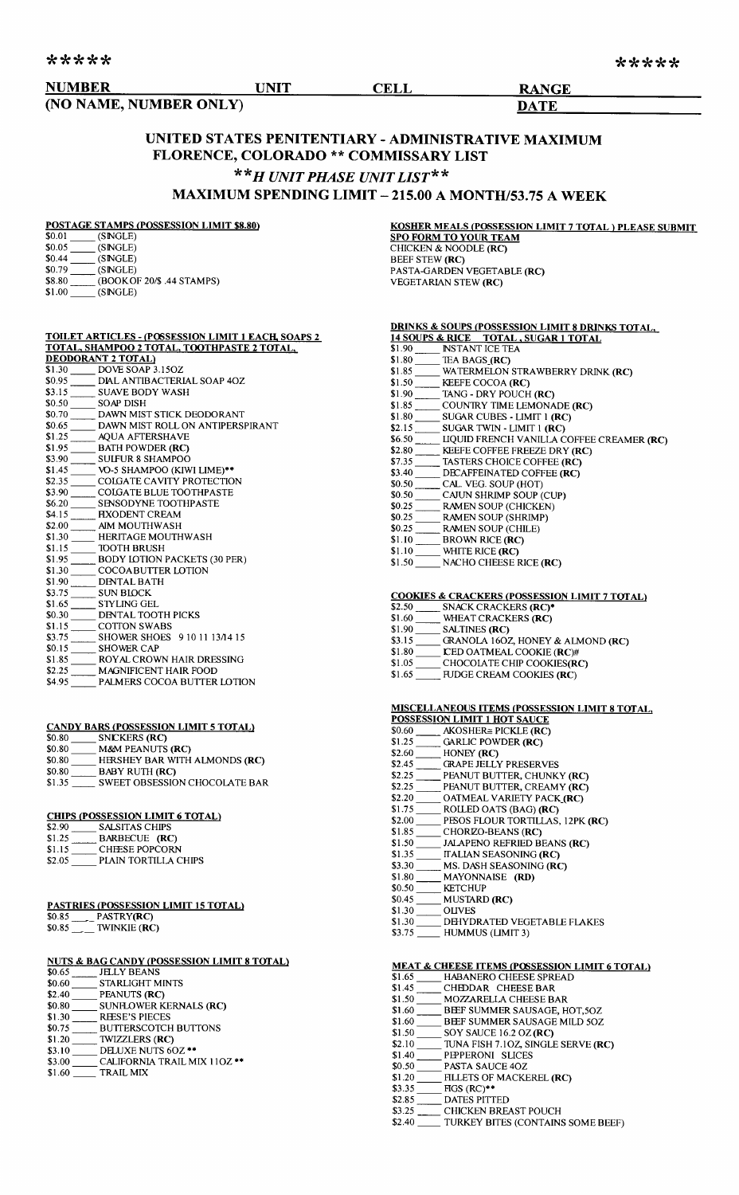\*\*\*\*\* \*\*\*\*\*

**NUMBER** **UNIT** **CELL** **RANGE**
**(NO NAME, NUMBER ONLY)** **DATE**

## UNITED STATES PENITENTIARY - ADMINISTRATIVE MAXIMUM FLORENCE, COLORADO \*\* COMMISSARY LIST

## \*\**H UNIT PHASE UNIT LIST*\*\*

## MAXIMUM SPENDING LIMIT – 215.00 A MONTH/53.75 A WEEK

**POSTAGE STAMPS (POSSESSION LIMIT $8.80)**

$0.01 ____ (SINGLE)
$0.05 ____ (SINGLE)
$0.44 ____ (SINGLE)
$0.79 ____ (SINGLE)
$8.80 ____ (BOOK OF 20/$ .44 STAMPS)
$1.00 ____ (SINGLE)

**TOILET ARTICLES - (POSSESSION LIMIT 1 EACH, SOAPS 2 TOTAL, SHAMPOO 2 TOTAL, TOOTHPASTE 2 TOTAL, DEODORANT 2 TOTAL)**

$1.30 ____ DOVE SOAP 3.15OZ
$0.95 ____ DIAL ANTIBACTERIAL SOAP 4OZ
$3.15 ____ SUAVE BODY WASH
$0.50 ____ SOAP DISH
$0.70 ____ DAWN MIST STICK DEODORANT
$0.65 ____ DAWN MIST ROLL ON ANTIPERSPIRANT
$1.25 ____ AQUA AFTERSHAVE
$1.95 ____ BATH POWDER **(RC)**
$3.90 ____ SULFUR 8 SHAMPOO
$1.45 ____ VO-5 SHAMPOO (KIWI LIME)\*\*
$2.35 ____ COLGATE CAVITY PROTECTION
$3.90 ____ COLGATE BLUE TOOTHPASTE
$6.20 ____ SENSODYNE TOOTHPASTE
$4.15 ____ FIXODENT CREAM
$2.00 ____ AIM MOUTHWASH
$1.30 ____ HERITAGE MOUTHWASH
$1.15 ____ TOOTH BRUSH
$1.95 ____ BODY LOTION PACKETS (30 PER)
$1.30 ____ COCOABUTTER LOTION
$1.90 ____ DENTAL BATH
$3.75 ____ SUN BLOCK
$1.65 ____ STYLING GEL
$0.30 ____ DENTAL TOOTH PICKS
$1.15 ____ COTTON SWABS
$3.75 ____ SHOWER SHOES 9 10 11 13/14 15
$0.15 ____ SHOWER CAP
$1.85 ____ ROYAL CROWN HAIR DRESSING
$2.25 ____ MAGNIFICENT HAIR FOOD
$4.95 ____ PALMERS COCOA BUTTER LOTION

**CANDY BARS (POSSESSION LIMIT 5 TOTAL)**

$0.80 ____ SNICKERS **(RC)**
$0.80 ____ M&M PEANUTS **(RC)**
$0.80 ____ HERSHEY BAR WITH ALMONDS **(RC)**
$0.80 ____ BABY RUTH **(RC)**
$1.35 ____ SWEET OBSESSION CHOCOLATE BAR

**CHIPS (POSSESSION LIMIT 6 TOTAL)**

$2.90 ____ SALSITAS CHIPS
$1.25 ____ BARBECUE **(RC)**
$1.15 ____ CHEESE POPCORN
$2.05 ____ PLAIN TORTILLA CHIPS

**PASTRIES (POSSESSION LIMIT 15 TOTAL)**

$0.85 ____ PASTRY**(RC)**
$0.85 ____ TWINKIE **(RC)**

**NUTS & BAG CANDY (POSSESSION LIMIT 8 TOTAL)**

$0.65 ____ JELLY BEANS
$0.60 ____ STARLIGHT MINTS
$2.40 ____ PEANUTS **(RC)**
$0.80 ____ SUNFLOWER KERNALS **(RC)**
$1.30 ____ REESE'S PIECES
$0.75 ____ BUTTERSCOTCH BUTTONS
$1.20 ____ TWIZZLERS **(RC)**
$3.10 ____ DELUXE NUTS 6OZ \*\*
$3.00 ____ CALIFORNIA TRAIL MIX 11OZ \*\*
$1.60 ____ TRAIL MIX

**KOSHER MEALS (POSSESSION LIMIT 7 TOTAL ) PLEASE SUBMIT SPO FORM TO YOUR TEAM**

CHICKEN & NOODLE **(RC)**
BEEF STEW **(RC)**
PASTA-GARDEN VEGETABLE **(RC)**
VEGETARIAN STEW **(RC)**

**DRINKS & SOUPS (POSSESSION LIMIT 8 DRINKS TOTAL, 14 SOUPS & RICE TOTAL , SUGAR 1 TOTAL**

$1.90 ____ INSTANT ICE TEA
$1.80 ____ TEA BAGS **(RC)**
$1.85 ____ WATERMELON STRAWBERRY DRINK **(RC)**
$1.50 ____ KEEFE COCOA **(RC)**
$1.90 ____ TANG - DRY POUCH **(RC)**
$1.85 ____ COUNTRY TIME LEMONADE **(RC)**
$1.80 ____ SUGAR CUBES - LIMIT 1 **(RC)**
$2.15 ____ SUGAR TWIN - LIMIT 1 **(RC)**
$6.50 ____ LIQUID FRENCH VANILLA COFFEE CREAMER **(RC)**
$2.80 ____ KEEFE COFFEE FREEZE DRY **(RC)**
$7.35 ____ TASTERS CHOICE COFFEE **(RC)**
$3.40 ____ DECAFFEINATED COFFEE **(RC)**
$0.50 ____ CAL. VEG. SOUP (HOT)
$0.50 ____ CAJUN SHRIMP SOUP (CUP)
$0.25 ____ RAMEN SOUP (CHICKEN)
$0.25 ____ RAMEN SOUP (SHRIMP)
$0.25 ____ RAMEN SOUP (CHILE)
$1.10 ____ BROWN RICE **(RC)**
$1.10 ____ WHITE RICE **(RC)**
$1.50 ____ NACHO CHEESE RICE **(RC)**

**COOKIES & CRACKERS (POSSESSION LIMIT 7 TOTAL)**

$2.50 ____ SNACK CRACKERS **(RC)**\*
$1.60 ____ WHEAT CRACKERS **(RC)**
$1.90 ____ SALTINES **(RC)**
$3.15 ____ GRANOLA 16OZ, HONEY & ALMOND **(RC)**
$1.80 ____ ICED OATMEAL COOKIE **(RC)**#
$1.05 ____ CHOCOLATE CHIP COOKIES**(RC)**
$1.65 ____ FUDGE CREAM COOKIES **(RC)**

**MISCELLANEOUS ITEMS (POSSESSION LIMIT 8 TOTAL, POSSESSION LIMIT 1 HOT SAUCE**

$0.60 ____ AKOSHER= PICKLE **(RC)**
$1.25 ____ GARLIC POWDER **(RC)**
$2.60 ____ HONEY **(RC)**
$2.45 ____ GRAPE JELLY PRESERVES
$2.25 ____ PEANUT BUTTER, CHUNKY **(RC)**
$2.25 ____ PEANUT BUTTER, CREAMY **(RC)**
$2.20 ____ OATMEAL VARIETY PACK **(RC)**
$1.75 ____ ROLLED OATS (BAG) **(RC)**
$2.00 ____ PESOS FLOUR TORTILLAS, 12PK **(RC)**
$1.85 ____ CHORIZO-BEANS **(RC)**
$1.50 ____ JALAPENO REFRIED BEANS **(RC)**
$1.35 ____ ITALIAN SEASONING **(RC)**
$3.30 ____ MS. DASH SEASONING **(RC)**
$1.80 ____ MAYONNAISE **(RD)**
$0.50 ____ KETCHUP
$0.45 ____ MUSTARD **(RC)**
$1.30 ____ OLIVES
$1.30 ____ DEHYDRATED VEGETABLE FLAKES
$3.75 ____ HUMMUS (LIMIT 3)

**MEAT & CHEESE ITEMS (POSSESSION LIMIT 6 TOTAL)**

$1.65 ____ HABANERO CHEESE SPREAD
$1.45 ____ CHEDDAR CHEESE BAR
$1.50 ____ MOZZARELLA CHEESE BAR
$1.60 ____ BEEF SUMMER SAUSAGE, HOT,5OZ
$1.60 ____ BEEF SUMMER SAUSAGE MILD 5OZ
$1.50 ____ SOY SAUCE 16.2 OZ **(RC)**
$2.10 ____ TUNA FISH 7.1OZ, SINGLE SERVE **(RC)**
$1.40 ____ PEPPERONI SLICES
$0.50 ____ PASTA SAUCE 4OZ
$1.20 ____ FILLETS OF MACKEREL **(RC)**
$3.35 ____ FIGS (RC)\*\*
$2.85 ____ DATES PITTED
$3.25 ____ CHICKEN BREAST POUCH
$2.40 ____ TURKEY BITES (CONTAINS SOME BEEF)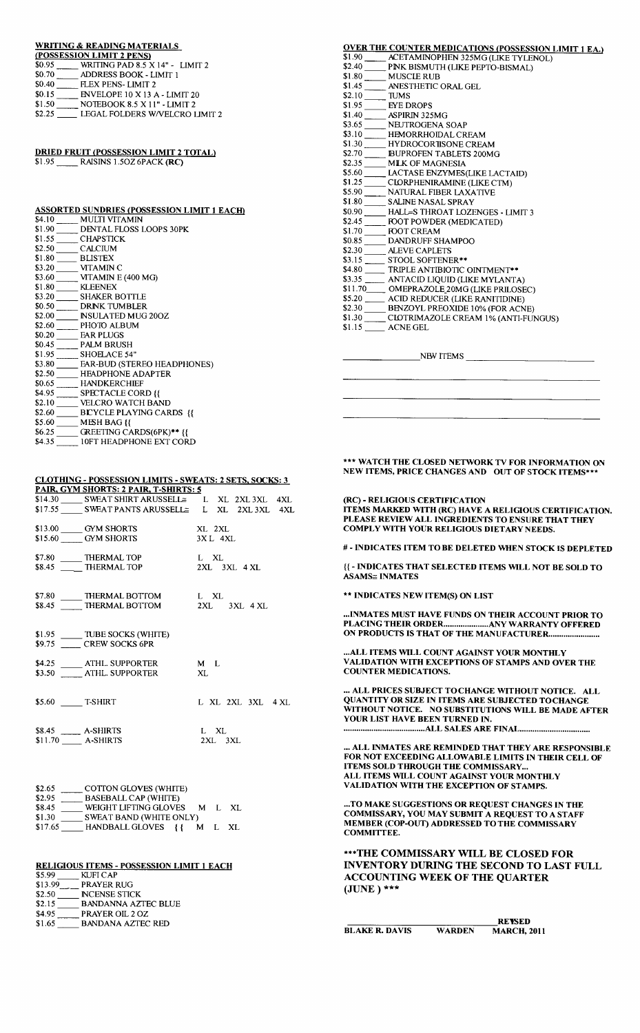## WRITING & READING MATERIALS (POSSESSION LIMIT 2 PENS)

| | |
|---|---|
| $0.95 ____ | WRITING PAD 8.5 X 14" - LIMIT 2 |
| $0.70 ____ | ADDRESS BOOK - LIMIT 1 |
| $0.40 ____ | FLEX PENS- LIMIT 2 |
| $0.15 ____ | ENVELOPE 10 X 13 A - LIMIT 20 |
| $1.50 ____ | NOTEBOOK 8.5 X 11" - LIMIT 2 |
| $2.25 ____ | LEGAL FOLDERS W/VELCRO LIMIT 2 |

## DRIED FRUIT (POSSESSION LIMIT 2 TOTAL)

| | |
|---|---|
| $1.95 ____ | RAISINS 1.5OZ 6PACK **(RC)** |

## ASSORTED SUNDRIES (POSSESSION LIMIT 1 EACH)

| | |
|---|---|
| $4.10 ____ | MULTI VITAMIN |
| $1.90 ____ | DENTAL FLOSS LOOPS 30PK |
| $1.55 ____ | CHAPSTICK |
| $2.50 ____ | CALCIUM |
| $1.80 ____ | BLISTEX |
| $3.20 ____ | VITAMIN C |
| $3.60 ____ | VITAMIN E (400 MG) |
| $1.80 ____ | KLEENEX |
| $3.20 ____ | SHAKER BOTTLE |
| $0.50 ____ | DRINK TUMBLER |
| $2.00 ____ | INSULATED MUG 20OZ |
| $2.60 ____ | PHOTO ALBUM |
| $0.20 ____ | EAR PLUGS |
| $0.45 ____ | PALM BRUSH |
| $1.95 ____ | SHOELACE 54" |
| $3.80 ____ | EAR-BUD (STEREO HEADPHONES) |
| $2.50 ____ | HEADPHONE ADAPTER |
| $0.65 ____ | HANDKERCHIEF |
| $4.95 ____ | SPECTACLE CORD {{ |
| $2.10 ____ | VELCRO WATCH BAND |
| $2.60 ____ | BICYCLE PLAYING CARDS {{ |
| $5.60 ____ | MESH BAG {{ |
| $6.25 ____ | GREETING CARDS(6PK)** {{ |
| $4.35 ____ | 10FT HEADPHONE EXT CORD |

## CLOTHING - POSSESSION LIMITS - SWEATS: 2 SETS, SOCKS: 3 PAIR, GYM SHORTS: 2 PAIR, T-SHIRTS: 5

| | | |
|---|---|---|
| $14.30 ____ | SWEAT SHIRT ARUSSELL≅ | L XL 2XL 3XL 4XL |
| $17.55 ____ | SWEAT PANTS ARUSSELL≅ | L XL 2XL 3XL 4XL |
| $13.00 ____ | GYM SHORTS | XL 2XL |
| $15.60 ____ | GYM SHORTS | 3X L 4XL |
| $7.80 ____ | THERMAL TOP | L XL |
| $8.45 ____ | THERMAL TOP | 2XL 3XL 4 XL |
| $7.80 ____ | THERMAL BOTTOM | L XL |
| $8.45 ____ | THERMAL BOTTOM | 2XL 3XL 4 XL |
| $1.95 ____ | TUBE SOCKS (WHITE) | |
| $9.75 ____ | CREW SOCKS 6PR | |
| $4.25 ____ | ATHL. SUPPORTER | M L |
| $3.50 ____ | ATHL. SUPPORTER | XL |
| $5.60 ____ | T-SHIRT | L XL 2XL 3XL 4 XL |
| $8.45 ____ | A-SHIRTS | L XL |
| $11.70 ____ | A-SHIRTS | 2XL 3XL |
| $2.65 ____ | COTTON GLOVES (WHITE) | |
| $2.95 ____ | BASEBALL CAP (WHITE) | |
| $8.45 ____ | WEIGHT LIFTING GLOVES | M L XL |
| $1.30 ____ | SWEAT BAND (WHITE ONLY) | |
| $17.65 ____ | HANDBALL GLOVES {{ | M L XL |

## RELIGIOUS ITEMS - POSSESSION LIMIT 1 EACH

| | |
|---|---|
| $5.99 ____ | KUFI CAP |
| $13.99 ____ | PRAYER RUG |
| $2.50 ____ | INCENSE STICK |
| $2.15 ____ | BANDANNA AZTEC BLUE |
| $4.95 ____ | PRAYER OIL 2 OZ |
| $1.65 ____ | BANDANA AZTEC RED |

## OVER THE COUNTER MEDICATIONS (POSSESSION LIMIT 1 EA.)

| | |
|---|---|
| $1.90 ____ | ACETAMINOPHEN 325MG (LIKE TYLENOL) |
| $2.40 ____ | PINK BISMUTH (LIKE PEPTO-BISMAL) |
| $1.80 ____ | MUSCLE RUB |
| $1.45 ____ | ANESTHETIC ORAL GEL |
| $2.10 ____ | TUMS |
| $1.95 ____ | EYE DROPS |
| $1.40 ____ | ASPIRIN 325MG |
| $3.65 ____ | NEUTROGENA SOAP |
| $3.10 ____ | HEMORRHOIDAL CREAM |
| $1.30 ____ | HYDROCORTISONE CREAM |
| $2.70 ____ | IBUPROFEN TABLETS 200MG |
| $2.35 ____ | MILK OF MAGNESIA |
| $5.60 ____ | LACTASE ENZYMES(LIKE LACTAID) |
| $1.25 ____ | CLORPHENIRAMINE (LIKE CTM) |
| $5.90 ____ | NATURAL FIBER LAXATIVE |
| $1.80 ____ | SALINE NASAL SPRAY |
| $0.90 ____ | HALL=S THROAT LOZENGES - LIMIT 3 |
| $2.45 ____ | FOOT POWDER (MEDICATED) |
| $1.70 ____ | FOOT CREAM |
| $0.85 ____ | DANDRUFF SHAMPOO |
| $2.30 ____ | ALEVE CAPLETS |
| $3.15 ____ | STOOL SOFTENER** |
| $4.80 ____ | TRIPLE ANTIBIOTIC OINTMENT** |
| $3.35 ____ | ANTACID LIQUID (LIKE MYLANTA) |
| $11.70 ____ | OMEPRAZOLE 20MG (LIKE PRILOSEC) |
| $5.20 ____ | ACID REDUCER (LIKE RANITIDINE) |
| $2.30 ____ | BENZOYL PEROXIDE 10% (FOR ACNE) |
| $1.30 ____ | CLOTRIMAZOLE CREAM 1% (ANTI-FUNGUS) |
| $1.15 ____ | ACNE GEL |

____________ NEW ITEMS ____________________

_________________________________________

_________________________________________

_________________________________________

**\*\*\* WATCH THE CLOSED NETWORK TV FOR INFORMATION ON NEW ITEMS, PRICE CHANGES AND OUT OF STOCK ITEMS\*\*\***

**(RC) - RELIGIOUS CERTIFICATION**
**ITEMS MARKED WITH (RC) HAVE A RELIGIOUS CERTIFICATION. PLEASE REVIEW ALL INGREDIENTS TO ENSURE THAT THEY COMPLY WITH YOUR RELIGIOUS DIETARY NEEDS.**

**# - INDICATES ITEM TO BE DELETED WHEN STOCK IS DEPLETED**

**{{ - INDICATES THAT SELECTED ITEMS WILL NOT BE SOLD TO ASAMS≅ INMATES**

**\*\* INDICATES NEW ITEM(S) ON LIST**

**...INMATES MUST HAVE FUNDS ON THEIR ACCOUNT PRIOR TO PLACING THEIR ORDER.....................ANY WARRANTY OFFERED ON PRODUCTS IS THAT OF THE MANUFACTURER........................**

**...ALL ITEMS WILL COUNT AGAINST YOUR MONTHLY VALIDATION WITH EXCEPTIONS OF STAMPS AND OVER THE COUNTER MEDICATIONS.**

**... ALL PRICES SUBJECT TO CHANGE WITHOUT NOTICE. ALL QUANTITY OR SIZE IN ITEMS ARE SUBJECTED TO CHANGE WITHOUT NOTICE. NO SUBSTITUTIONS WILL BE MADE AFTER YOUR LIST HAVE BEEN TURNED IN.**
**......................................ALL SALES ARE FINAL..................................**

**... ALL INMATES ARE REMINDED THAT THEY ARE RESPONSIBLE FOR NOT EXCEEDING ALLOWABLE LIMITS IN THEIR CELL OF ITEMS SOLD THROUGH THE COMMISSARY...**
**ALL ITEMS WILL COUNT AGAINST YOUR MONTHLY VALIDATION WITH THE EXCEPTION OF STAMPS.**

**...TO MAKE SUGGESTIONS OR REQUEST CHANGES IN THE COMMISSARY, YOU MAY SUBMIT A REQUEST TO A STAFF MEMBER (COP-OUT) ADDRESSED TO THE COMMISSARY COMMITTEE.**

**\*\*\*THE COMMISSARY WILL BE CLOSED FOR INVENTORY DURING THE SECOND TO LAST FULL ACCOUNTING WEEK OF THE QUARTER (JUNE ) \*\*\***

________________________________ **REVISED**
**BLAKE R. DAVIS WARDEN MARCH, 2011**